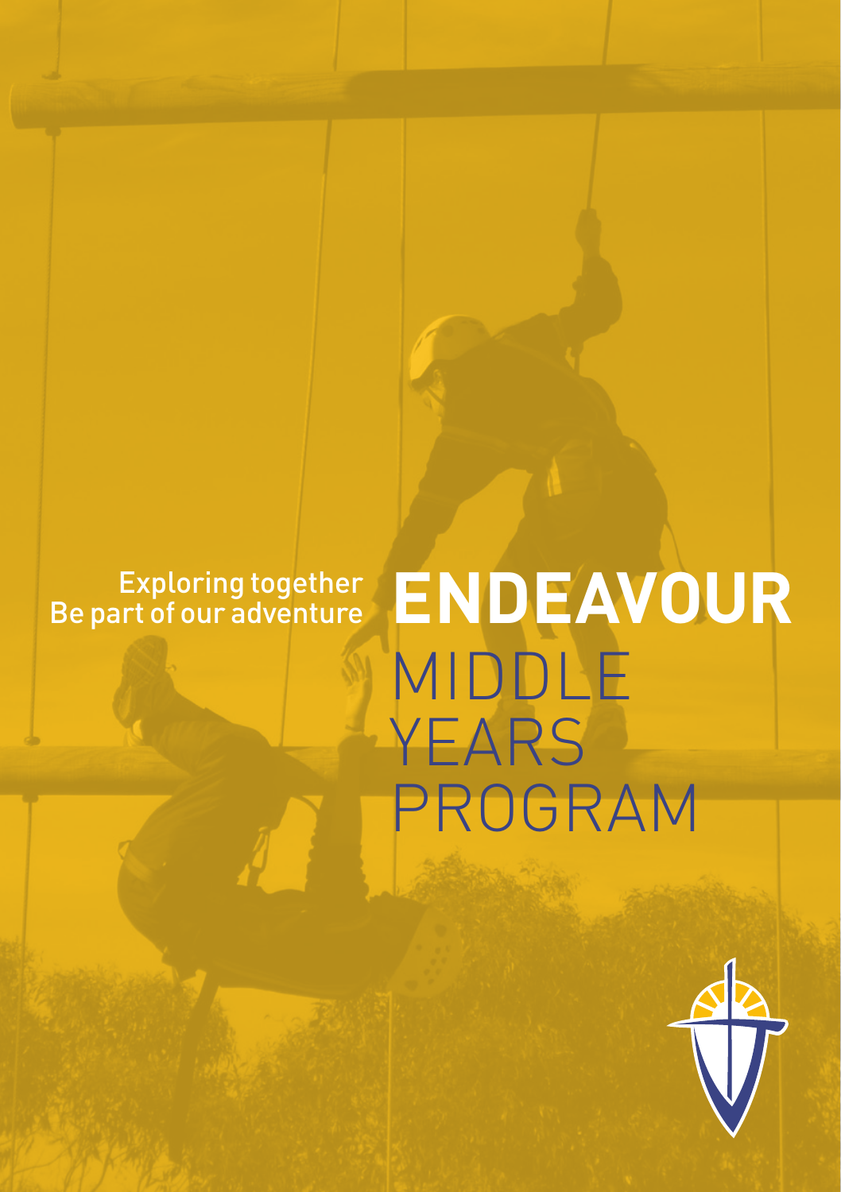Exploring together
Be part of our adventure

# ENDEAVOUR

## MIDDLE YEARS PROGRAM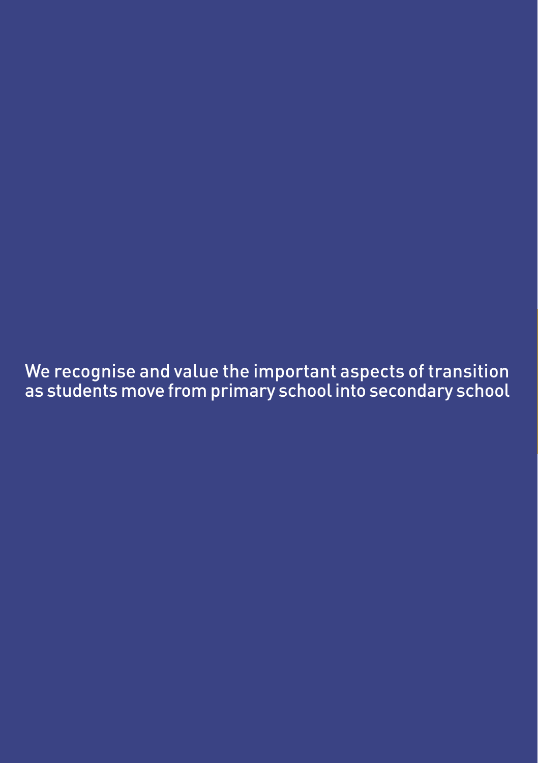We recognise and value the important aspects of transition as students move from primary school into secondary school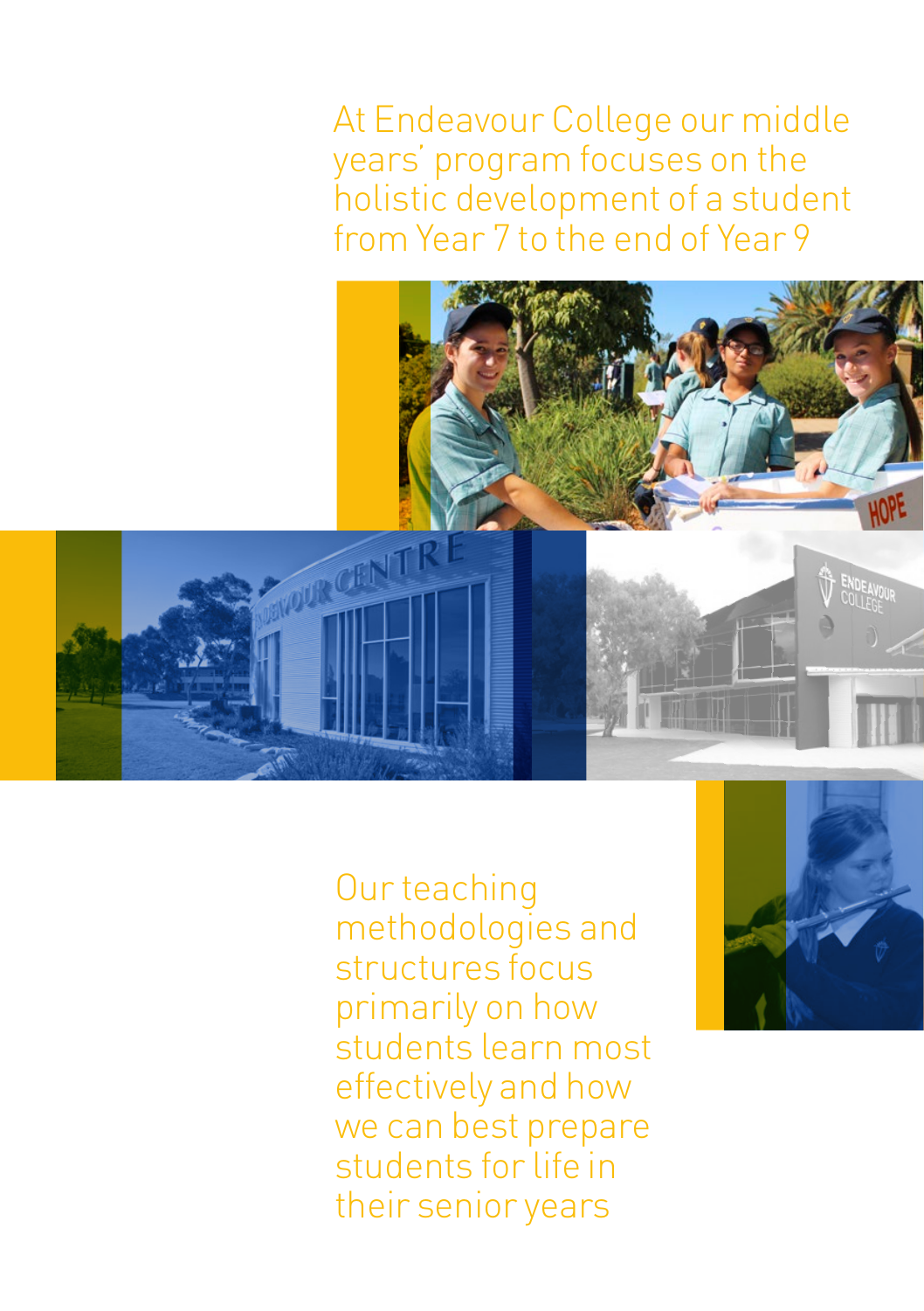At Endeavour College our middle years' program focuses on the holistic development of a student from Year 7 to the end of Year 9

Our teaching methodologies and structures focus primarily on how students learn most effectively and how we can best prepare students for life in their senior years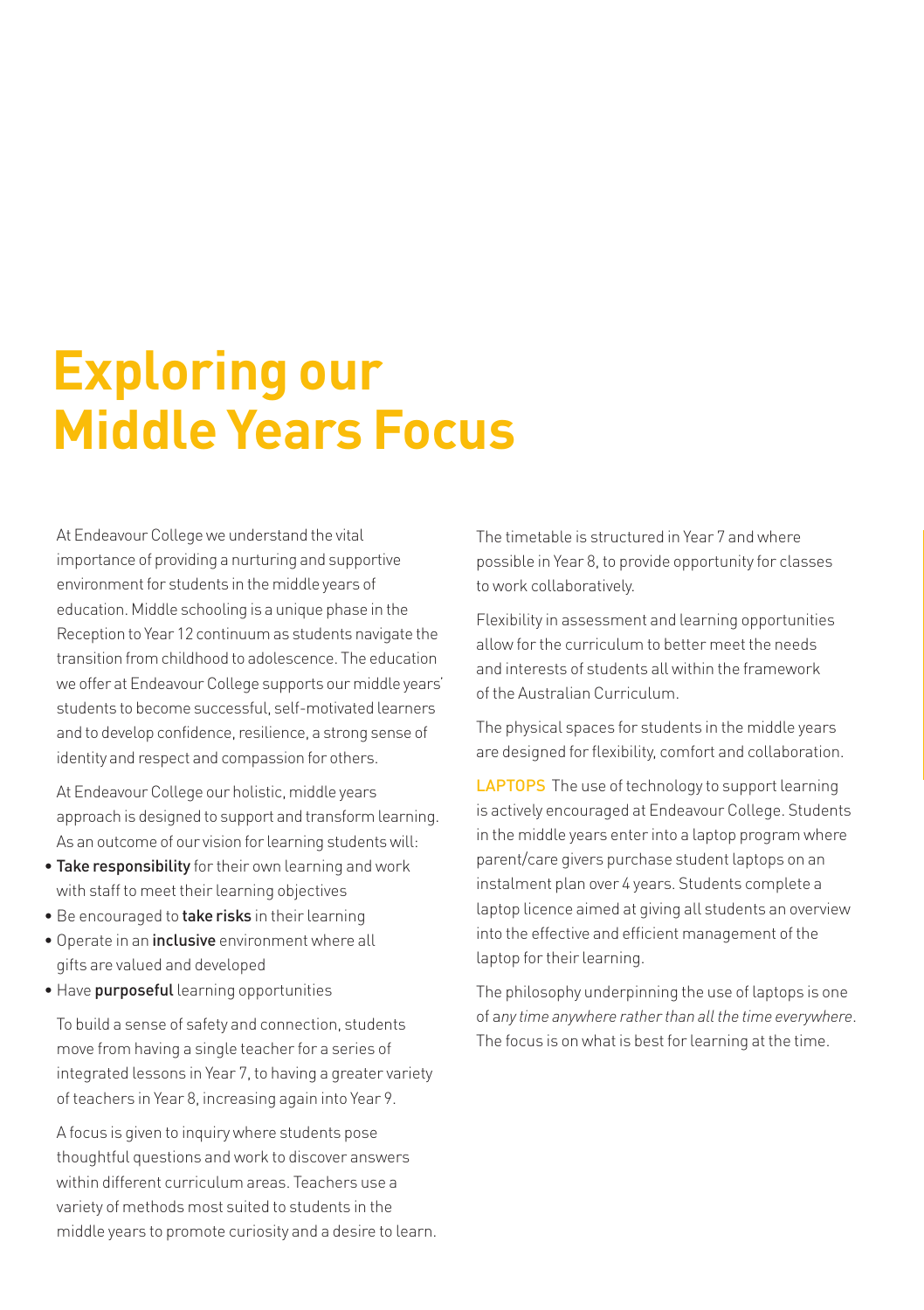# Exploring our Middle Years Focus

At Endeavour College we understand the vital importance of providing a nurturing and supportive environment for students in the middle years of education. Middle schooling is a unique phase in the Reception to Year 12 continuum as students navigate the transition from childhood to adolescence. The education we offer at Endeavour College supports our middle years' students to become successful, self-motivated learners and to develop confidence, resilience, a strong sense of identity and respect and compassion for others.

At Endeavour College our holistic, middle years approach is designed to support and transform learning. As an outcome of our vision for learning students will:

- **Take responsibility** for their own learning and work with staff to meet their learning objectives
- Be encouraged to **take risks** in their learning
- Operate in an **inclusive** environment where all gifts are valued and developed
- Have **purposeful** learning opportunities

To build a sense of safety and connection, students move from having a single teacher for a series of integrated lessons in Year 7, to having a greater variety of teachers in Year 8, increasing again into Year 9.

A focus is given to inquiry where students pose thoughtful questions and work to discover answers within different curriculum areas. Teachers use a variety of methods most suited to students in the middle years to promote curiosity and a desire to learn.

The timetable is structured in Year 7 and where possible in Year 8, to provide opportunity for classes to work collaboratively.

Flexibility in assessment and learning opportunities allow for the curriculum to better meet the needs and interests of students all within the framework of the Australian Curriculum.

The physical spaces for students in the middle years are designed for flexibility, comfort and collaboration.

LAPTOPS The use of technology to support learning is actively encouraged at Endeavour College. Students in the middle years enter into a laptop program where parent/care givers purchase student laptops on an instalment plan over 4 years. Students complete a laptop licence aimed at giving all students an overview into the effective and efficient management of the laptop for their learning.

The philosophy underpinning the use of laptops is one of a*ny time anywhere rather than all the time everywhere*. The focus is on what is best for learning at the time.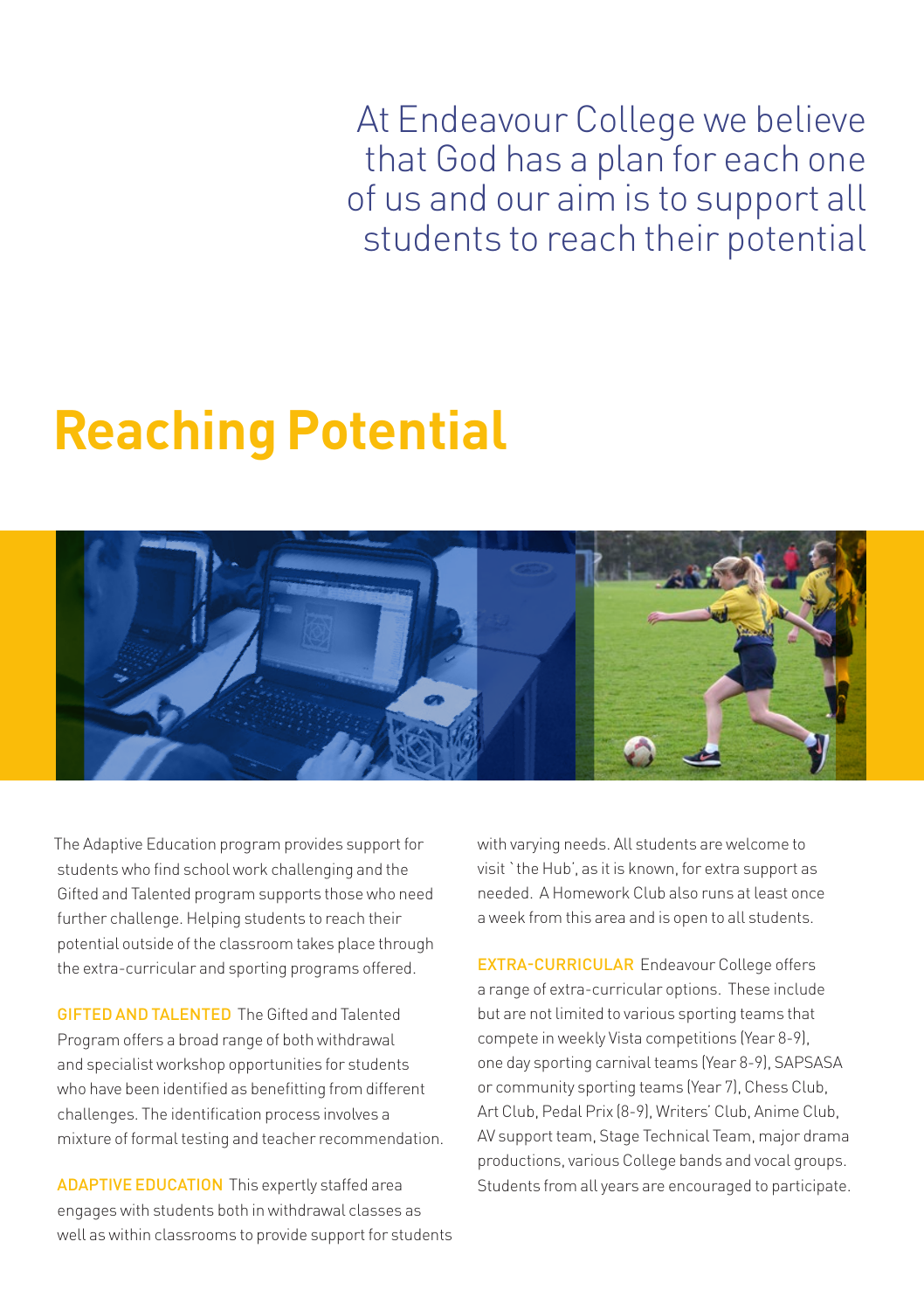At Endeavour College we believe that God has a plan for each one of us and our aim is to support all students to reach their potential

# Reaching Potential

The Adaptive Education program provides support for students who find school work challenging and the Gifted and Talented program supports those who need further challenge. Helping students to reach their potential outside of the classroom takes place through the extra-curricular and sporting programs offered.

**GIFTED AND TALENTED** The Gifted and Talented Program offers a broad range of both withdrawal and specialist workshop opportunities for students who have been identified as benefitting from different challenges. The identification process involves a mixture of formal testing and teacher recommendation.

**ADAPTIVE EDUCATION** This expertly staffed area engages with students both in withdrawal classes as well as within classrooms to provide support for students with varying needs. All students are welcome to visit `the Hub', as it is known, for extra support as needed. A Homework Club also runs at least once a week from this area and is open to all students.

**EXTRA-CURRICULAR** Endeavour College offers a range of extra-curricular options. These include but are not limited to various sporting teams that compete in weekly Vista competitions (Year 8-9), one day sporting carnival teams (Year 8-9), SAPSASA or community sporting teams (Year 7), Chess Club, Art Club, Pedal Prix (8-9), Writers' Club, Anime Club, AV support team, Stage Technical Team, major drama productions, various College bands and vocal groups. Students from all years are encouraged to participate.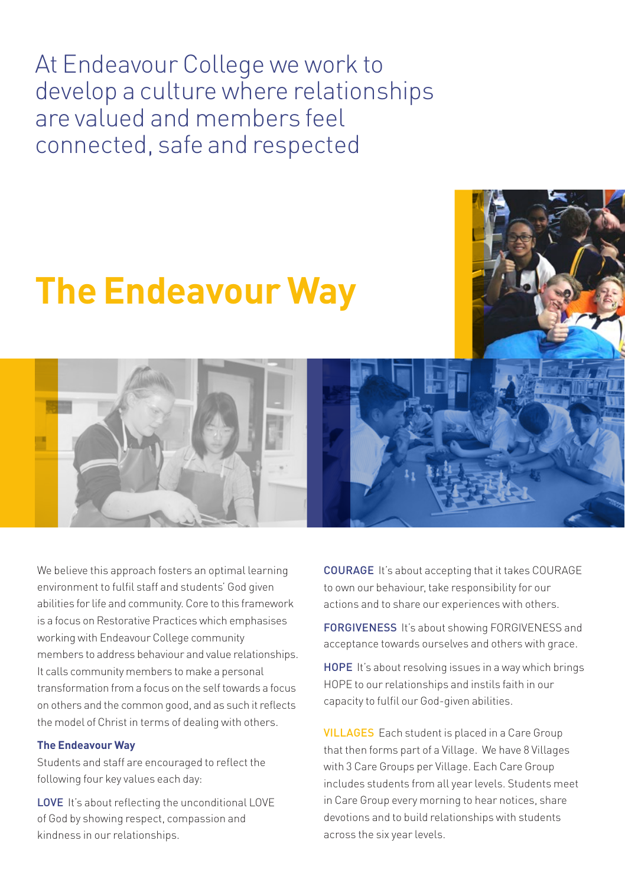At Endeavour College we work to develop a culture where relationships are valued and members feel connected, safe and respected

# The Endeavour Way

We believe this approach fosters an optimal learning environment to fulfil staff and students' God given abilities for life and community. Core to this framework is a focus on Restorative Practices which emphasises working with Endeavour College community members to address behaviour and value relationships. It calls community members to make a personal transformation from a focus on the self towards a focus on others and the common good, and as such it reflects the model of Christ in terms of dealing with others.

### The Endeavour Way

Students and staff are encouraged to reflect the following four key values each day:

**LOVE** It's about reflecting the unconditional LOVE of God by showing respect, compassion and kindness in our relationships.

**COURAGE** It's about accepting that it takes COURAGE to own our behaviour, take responsibility for our actions and to share our experiences with others.

**FORGIVENESS** It's about showing FORGIVENESS and acceptance towards ourselves and others with grace.

**HOPE** It's about resolving issues in a way which brings HOPE to our relationships and instils faith in our capacity to fulfil our God-given abilities.

**VILLAGES** Each student is placed in a Care Group that then forms part of a Village. We have 8 Villages with 3 Care Groups per Village. Each Care Group includes students from all year levels. Students meet in Care Group every morning to hear notices, share devotions and to build relationships with students across the six year levels.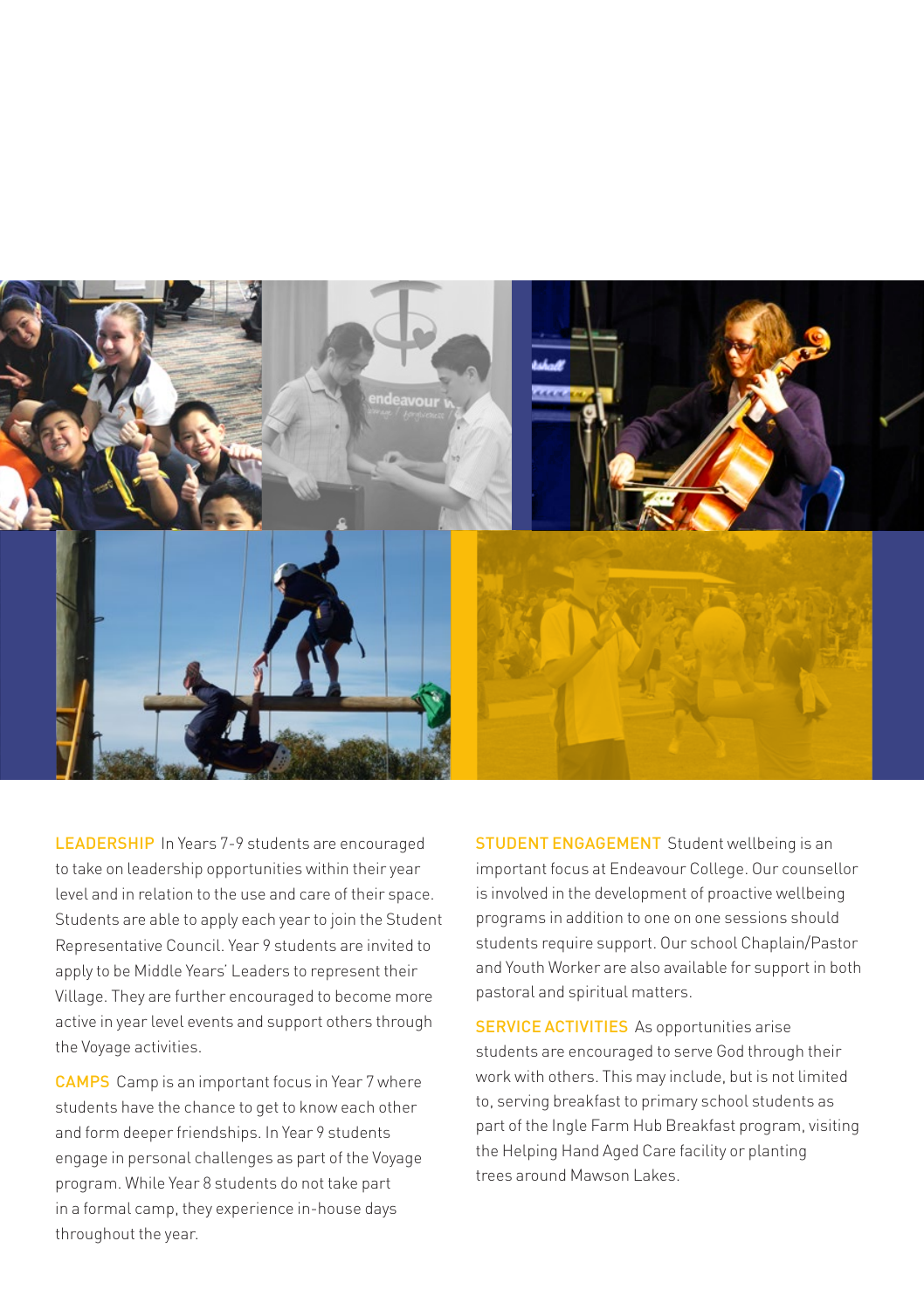**LEADERSHIP** In Years 7-9 students are encouraged to take on leadership opportunities within their year level and in relation to the use and care of their space. Students are able to apply each year to join the Student Representative Council. Year 9 students are invited to apply to be Middle Years' Leaders to represent their Village. They are further encouraged to become more active in year level events and support others through the Voyage activities.

**CAMPS** Camp is an important focus in Year 7 where students have the chance to get to know each other and form deeper friendships. In Year 9 students engage in personal challenges as part of the Voyage program. While Year 8 students do not take part in a formal camp, they experience in-house days throughout the year.

**STUDENT ENGAGEMENT** Student wellbeing is an important focus at Endeavour College. Our counsellor is involved in the development of proactive wellbeing programs in addition to one on one sessions should students require support. Our school Chaplain/Pastor and Youth Worker are also available for support in both pastoral and spiritual matters.

**SERVICE ACTIVITIES** As opportunities arise students are encouraged to serve God through their work with others. This may include, but is not limited to, serving breakfast to primary school students as part of the Ingle Farm Hub Breakfast program, visiting the Helping Hand Aged Care facility or planting trees around Mawson Lakes.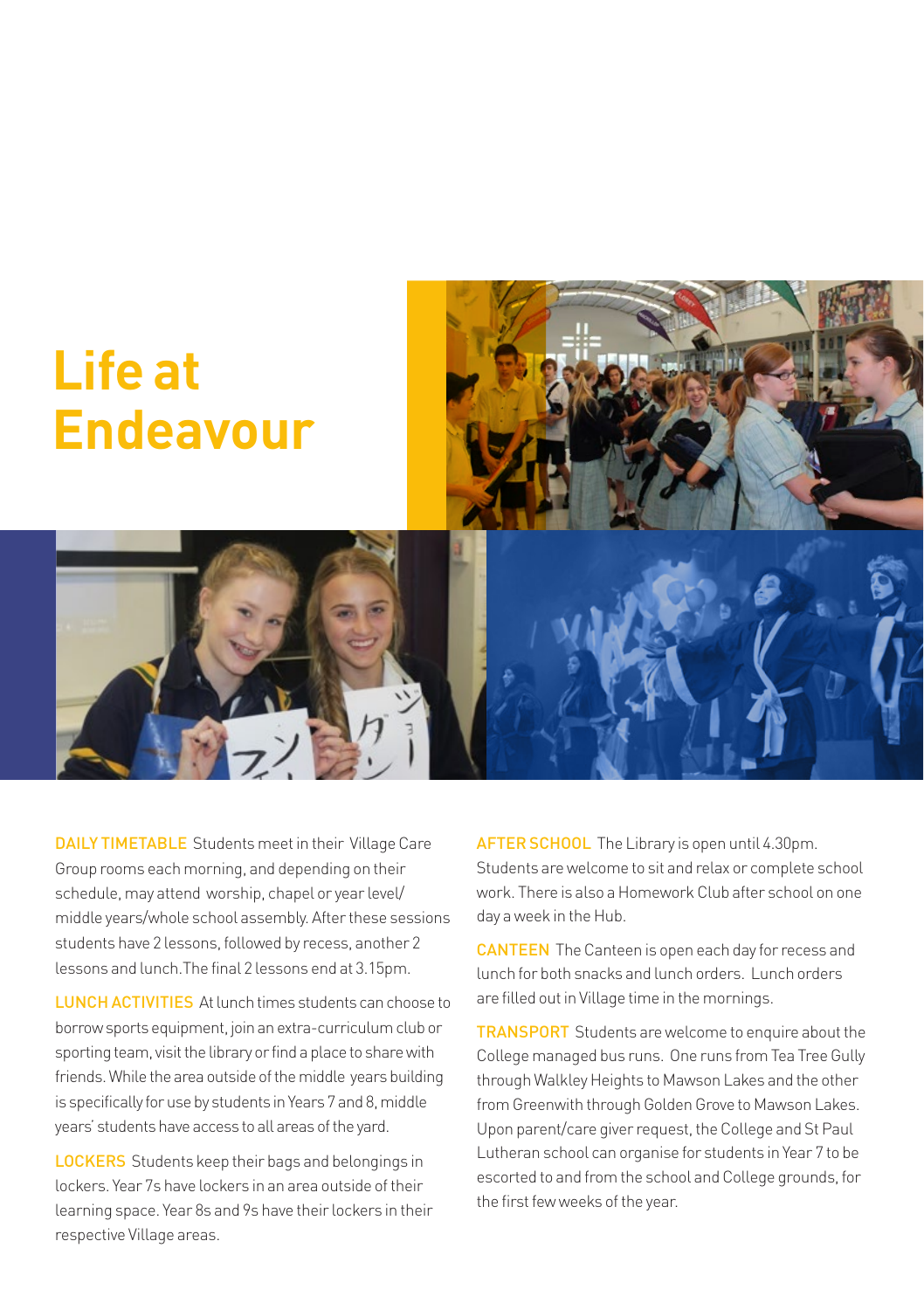# Life at Endeavour

**DAILY TIMETABLE** Students meet in their Village Care Group rooms each morning, and depending on their schedule, may attend worship, chapel or year level/ middle years/whole school assembly. After these sessions students have 2 lessons, followed by recess, another 2 lessons and lunch. The final 2 lessons end at 3.15pm.

**LUNCH ACTIVITIES** At lunch times students can choose to borrow sports equipment, join an extra-curriculum club or sporting team, visit the library or find a place to share with friends. While the area outside of the middle years building is specifically for use by students in Years 7 and 8, middle years' students have access to all areas of the yard.

**LOCKERS** Students keep their bags and belongings in lockers. Year 7s have lockers in an area outside of their learning space. Year 8s and 9s have their lockers in their respective Village areas.

**AFTER SCHOOL** The Library is open until 4.30pm. Students are welcome to sit and relax or complete school work. There is also a Homework Club after school on one day a week in the Hub.

**CANTEEN** The Canteen is open each day for recess and lunch for both snacks and lunch orders. Lunch orders are filled out in Village time in the mornings.

**TRANSPORT** Students are welcome to enquire about the College managed bus runs. One runs from Tea Tree Gully through Walkley Heights to Mawson Lakes and the other from Greenwith through Golden Grove to Mawson Lakes. Upon parent/care giver request, the College and St Paul Lutheran school can organise for students in Year 7 to be escorted to and from the school and College grounds, for the first few weeks of the year.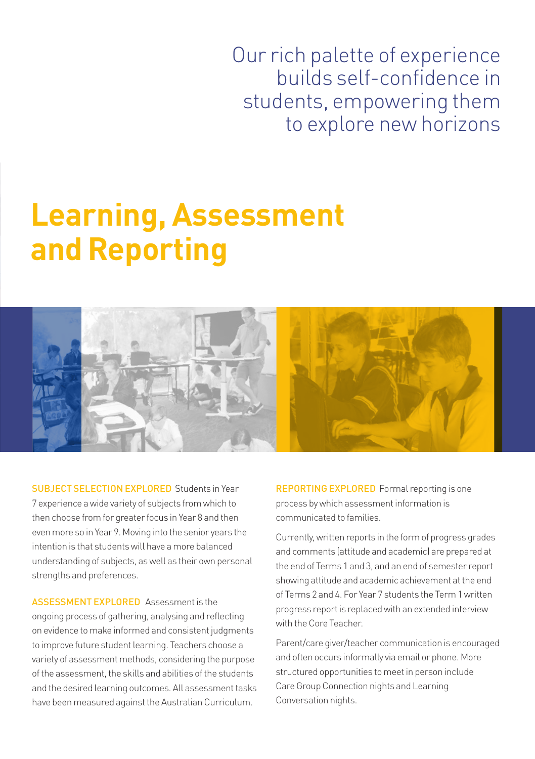Our rich palette of experience builds self-confidence in students, empowering them to explore new horizons

# Learning, Assessment and Reporting

**SUBJECT SELECTION EXPLORED** Students in Year 7 experience a wide variety of subjects from which to then choose from for greater focus in Year 8 and then even more so in Year 9. Moving into the senior years the intention is that students will have a more balanced understanding of subjects, as well as their own personal strengths and preferences.

**ASSESSMENT EXPLORED** Assessment is the ongoing process of gathering, analysing and reflecting on evidence to make informed and consistent judgments to improve future student learning. Teachers choose a variety of assessment methods, considering the purpose of the assessment, the skills and abilities of the students and the desired learning outcomes. All assessment tasks have been measured against the Australian Curriculum.

**REPORTING EXPLORED** Formal reporting is one process by which assessment information is communicated to families.

Currently, written reports in the form of progress grades and comments (attitude and academic) are prepared at the end of Terms 1 and 3, and an end of semester report showing attitude and academic achievement at the end of Terms 2 and 4. For Year 7 students the Term 1 written progress report is replaced with an extended interview with the Core Teacher.

Parent/care giver/teacher communication is encouraged and often occurs informally via email or phone. More structured opportunities to meet in person include Care Group Connection nights and Learning Conversation nights.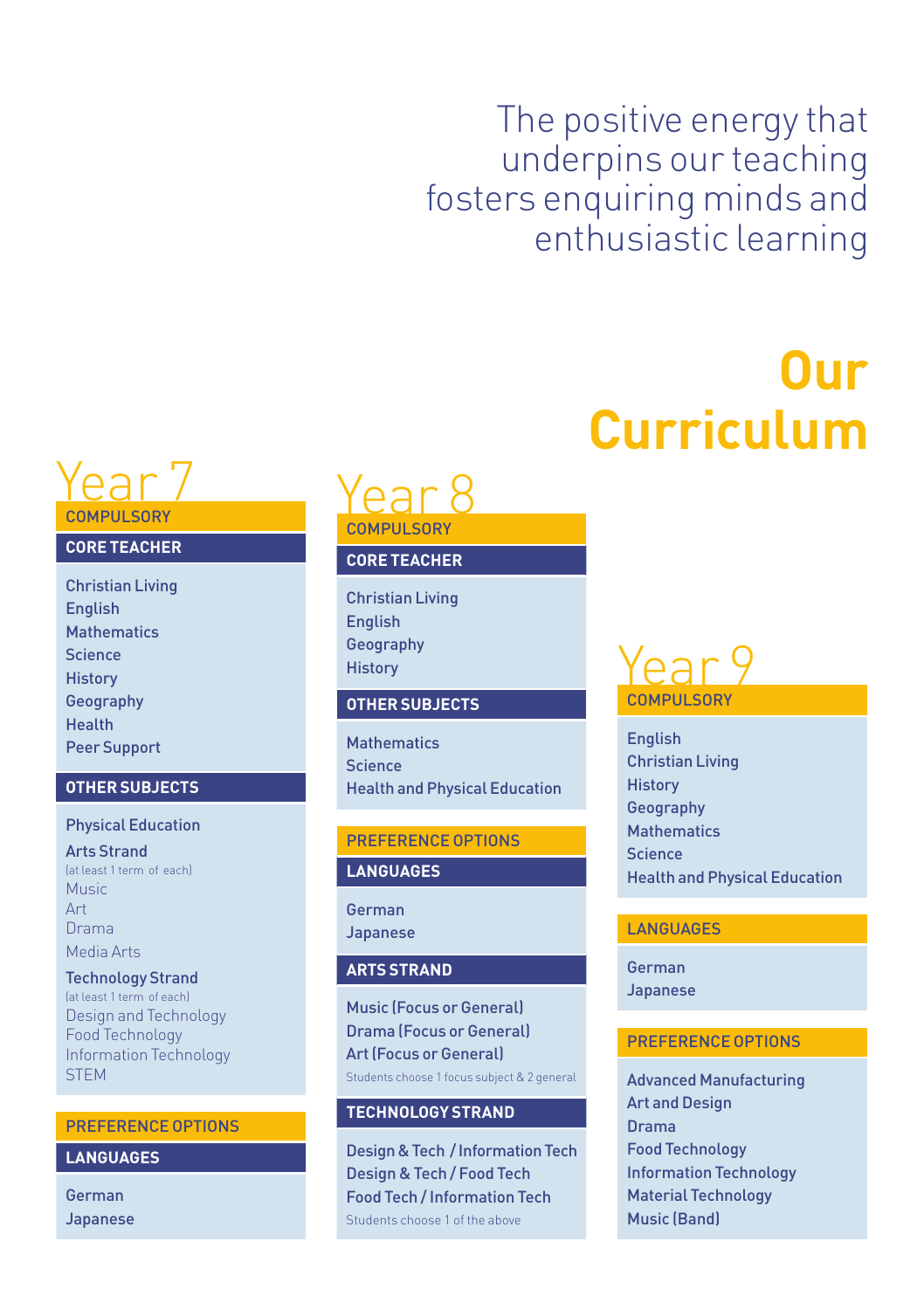The positive energy that underpins our teaching fosters enquiring minds and enthusiastic learning

# Our Curriculum

## Year 7

### COMPULSORY

#### CORE TEACHER

Christian Living
English
Mathematics
Science
History
Geography
Health
Peer Support

#### OTHER SUBJECTS

Physical Education

**Arts Strand**
(at least 1 term of each)
Music
Art
Drama
Media Arts

**Technology Strand**
(at least 1 term of each)
Design and Technology
Food Technology
Information Technology
STEM

### PREFERENCE OPTIONS

#### LANGUAGES

German
Japanese

## Year 8

### COMPULSORY

#### CORE TEACHER

Christian Living
English
Geography
History

#### OTHER SUBJECTS

Mathematics
Science
Health and Physical Education

### PREFERENCE OPTIONS

#### LANGUAGES

German
Japanese

#### ARTS STRAND

Music (Focus or General)
Drama (Focus or General)
Art (Focus or General)
Students choose 1 focus subject & 2 general

#### TECHNOLOGY STRAND

Design & Tech / Information Tech
Design & Tech / Food Tech
Food Tech / Information Tech
Students choose 1 of the above

## Year 9

### COMPULSORY

English
Christian Living
History
Geography
Mathematics
Science
Health and Physical Education

### LANGUAGES

German
Japanese

### PREFERENCE OPTIONS

Advanced Manufacturing
Art and Design
Drama
Food Technology
Information Technology
Material Technology
Music (Band)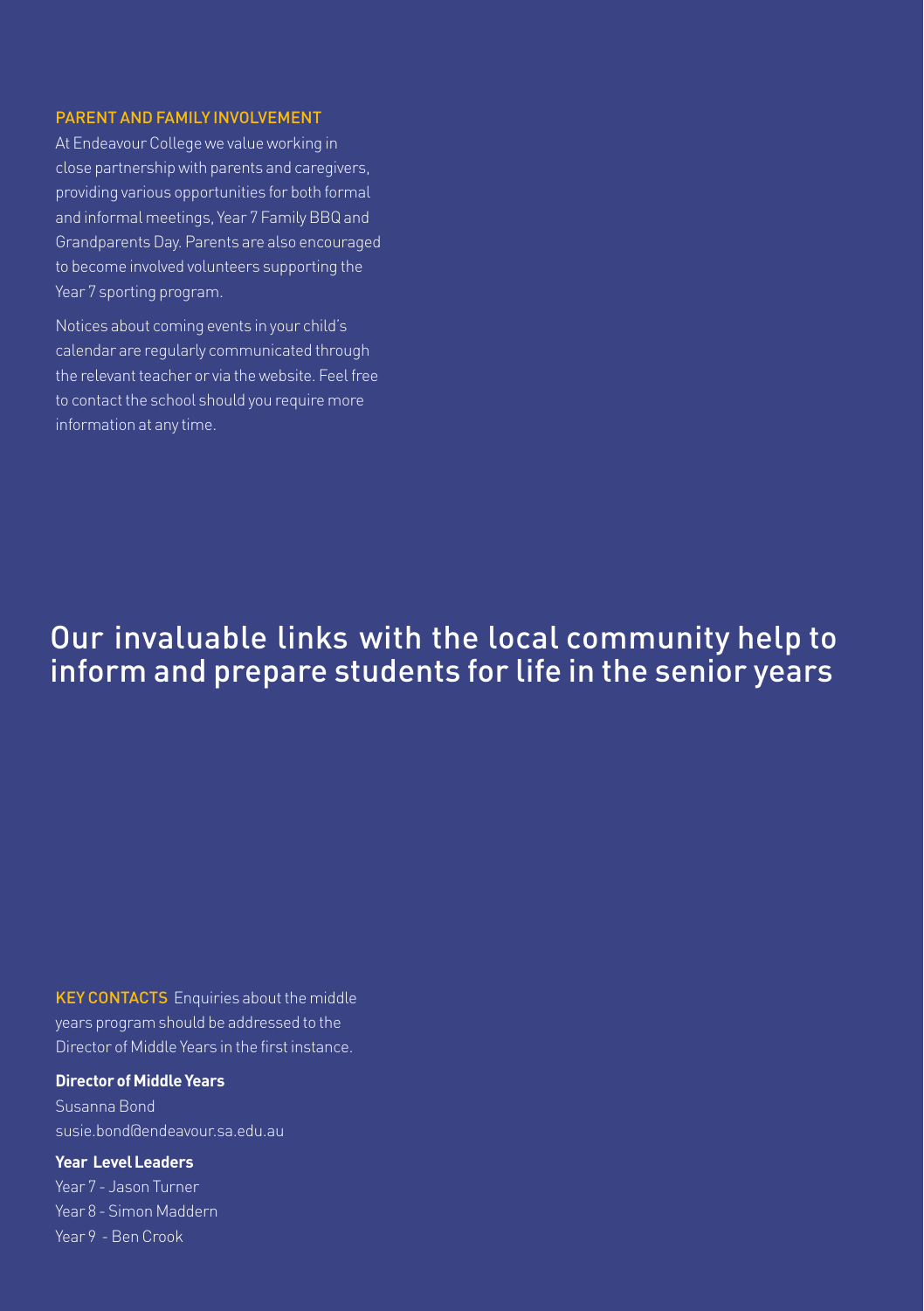## PARENT AND FAMILY INVOLVEMENT

At Endeavour College we value working in close partnership with parents and caregivers, providing various opportunities for both formal and informal meetings, Year 7 Family BBQ and Grandparents Day. Parents are also encouraged to become involved volunteers supporting the Year 7 sporting program.

Notices about coming events in your child's calendar are regularly communicated through the relevant teacher or via the website. Feel free to contact the school should you require more information at any time.

## Our invaluable links with the local community help to inform and prepare students for life in the senior years

**KEY CONTACTS** Enquiries about the middle years program should be addressed to the Director of Middle Years in the first instance.

**Director of Middle Years**

Susanna Bond
susie.bond@endeavour.sa.edu.au

**Year Level Leaders**

Year 7 - Jason Turner
Year 8 - Simon Maddern
Year 9 - Ben Crook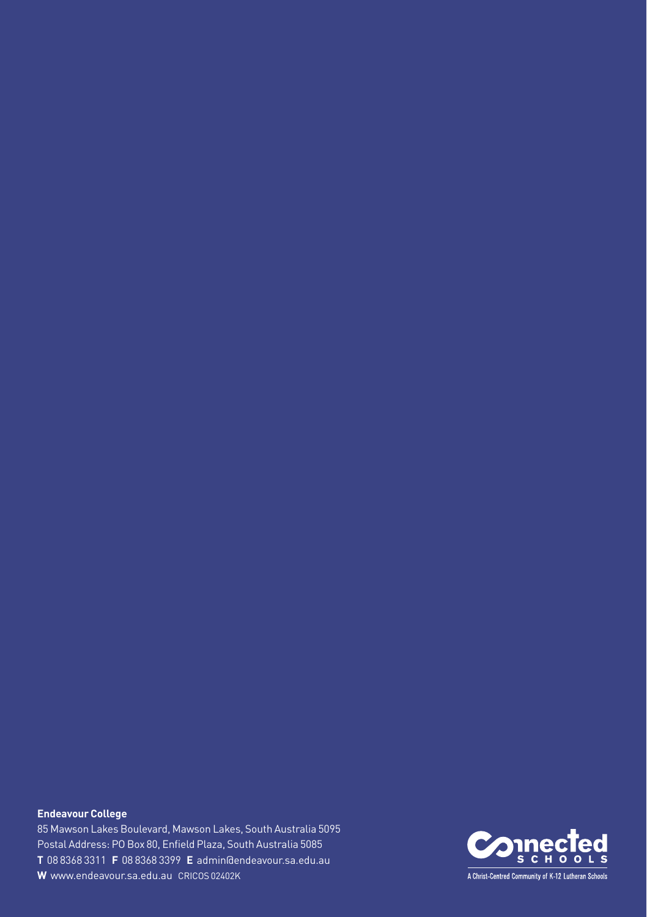**Endeavour College**

85 Mawson Lakes Boulevard, Mawson Lakes, South Australia 5095
Postal Address: PO Box 80, Enfield Plaza, South Australia 5085
**T** 08 8368 3311 **F** 08 8368 3399 **E** admin@endeavour.sa.edu.au
**W** www.endeavour.sa.edu.au CRICOS 02402K

Connected SCHOOLS
A Christ-Centred Community of K-12 Lutheran Schools